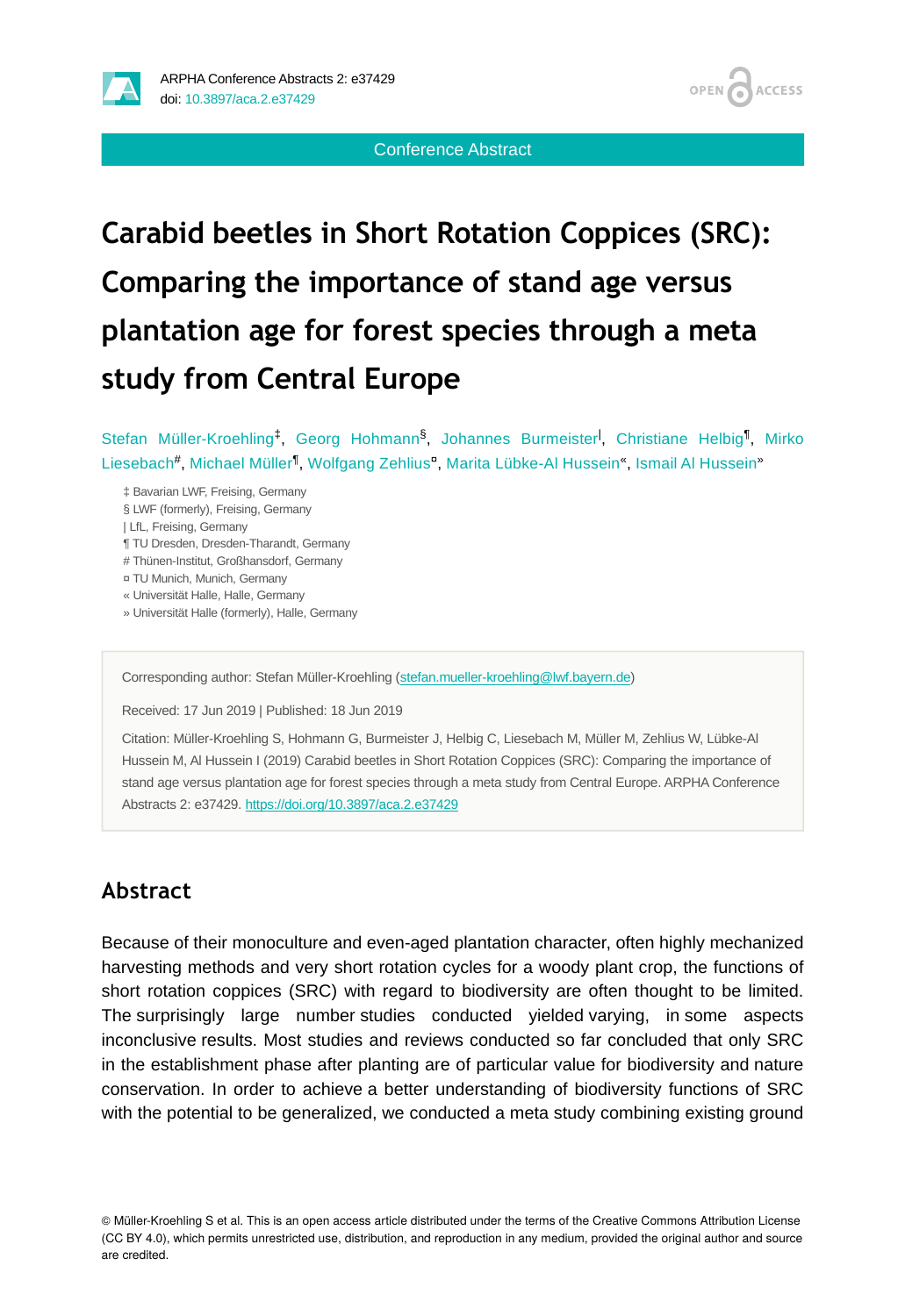Conference Abstract

# Carabid beetles in Short Rotation Coppices (SRC): Comparing the importance of stand age versus plantation age for forest species through a meta study from Central Europe

Stefan Müller-Kroehling[‡], Georg Hohmann[§], Johannes Burmeister[|], Christiane Helbig[¶], Mirko Liesebach[#], Michael Müller[¶], Wolfgang Zehlius[¤], Marita Lübke-Al Hussein[«], Ismail Al Hussein[»]

‡ Bavarian LWF, Freising, Germany
§ LWF (formerly), Freising, Germany
| LfL, Freising, Germany
¶ TU Dresden, Dresden-Tharandt, Germany
# Thünen-Institut, Großhansdorf, Germany
¤ TU Munich, Munich, Germany
« Universität Halle, Halle, Germany
» Universität Halle (formerly), Halle, Germany

Corresponding author: Stefan Müller-Kroehling (stefan.mueller-kroehling@lwf.bayern.de)

Received: 17 Jun 2019 | Published: 18 Jun 2019

Citation: Müller-Kroehling S, Hohmann G, Burmeister J, Helbig C, Liesebach M, Müller M, Zehlius W, Lübke-Al Hussein M, Al Hussein I (2019) Carabid beetles in Short Rotation Coppices (SRC): Comparing the importance of stand age versus plantation age for forest species through a meta study from Central Europe. ARPHA Conference Abstracts 2: e37429. https://doi.org/10.3897/aca.2.e37429

## Abstract

Because of their monoculture and even-aged plantation character, often highly mechanized harvesting methods and very short rotation cycles for a woody plant crop, the functions of short rotation coppices (SRC) with regard to biodiversity are often thought to be limited. The surprisingly large number studies conducted yielded varying, in some aspects inconclusive results. Most studies and reviews conducted so far concluded that only SRC in the establishment phase after planting are of particular value for biodiversity and nature conservation. In order to achieve a better understanding of biodiversity functions of SRC with the potential to be generalized, we conducted a meta study combining existing ground

© Müller-Kroehling S et al. This is an open access article distributed under the terms of the Creative Commons Attribution License (CC BY 4.0), which permits unrestricted use, distribution, and reproduction in any medium, provided the original author and source are credited.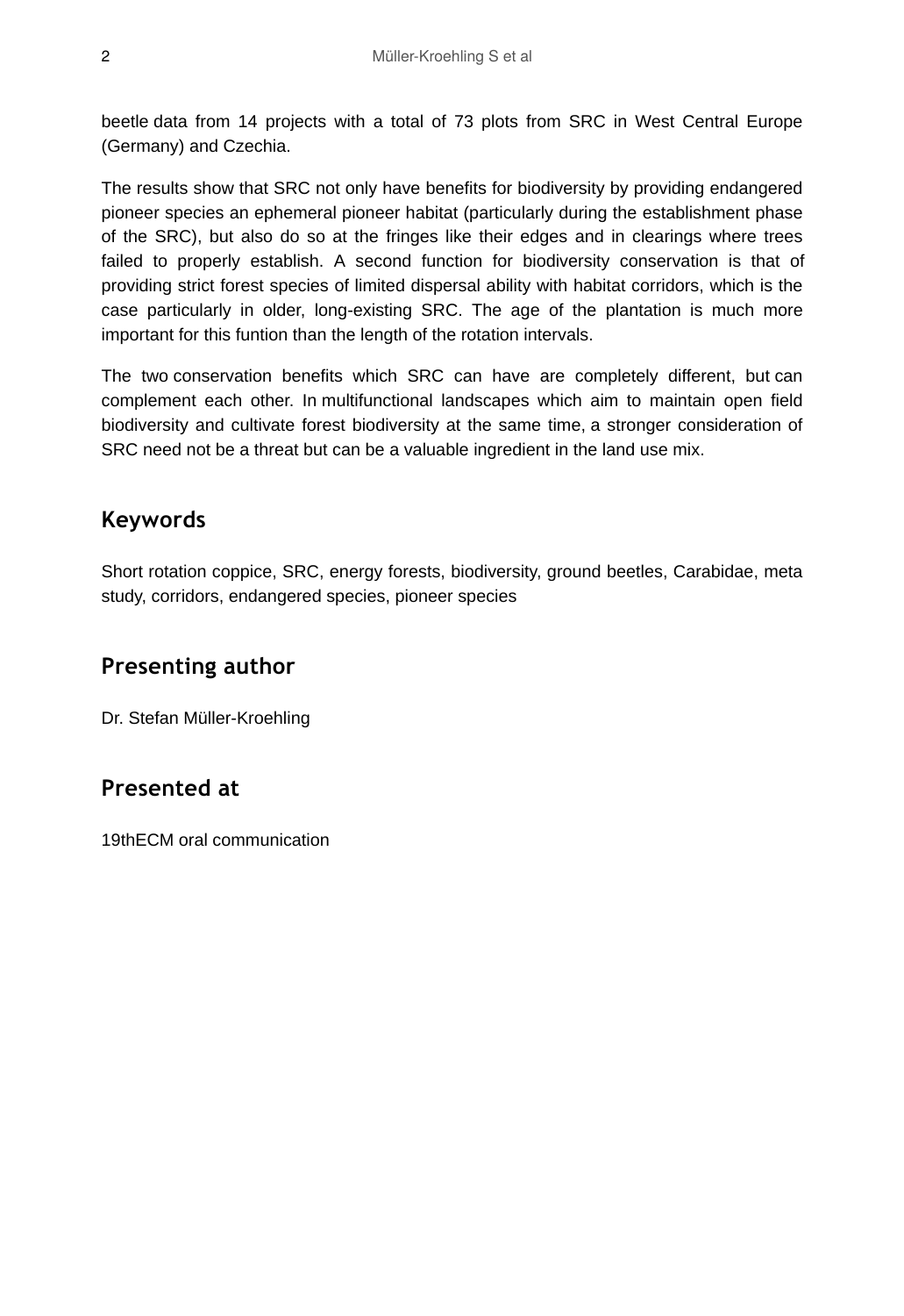beetle data from 14 projects with a total of 73 plots from SRC in West Central Europe (Germany) and Czechia.

The results show that SRC not only have benefits for biodiversity by providing endangered pioneer species an ephemeral pioneer habitat (particularly during the establishment phase of the SRC), but also do so at the fringes like their edges and in clearings where trees failed to properly establish. A second function for biodiversity conservation is that of providing strict forest species of limited dispersal ability with habitat corridors, which is the case particularly in older, long-existing SRC. The age of the plantation is much more important for this funtion than the length of the rotation intervals.

The two conservation benefits which SRC can have are completely different, but can complement each other. In multifunctional landscapes which aim to maintain open field biodiversity and cultivate forest biodiversity at the same time, a stronger consideration of SRC need not be a threat but can be a valuable ingredient in the land use mix.

## Keywords

Short rotation coppice, SRC, energy forests, biodiversity, ground beetles, Carabidae, meta study, corridors, endangered species, pioneer species

## Presenting author

Dr. Stefan Müller-Kroehling

## Presented at

19thECM oral communication